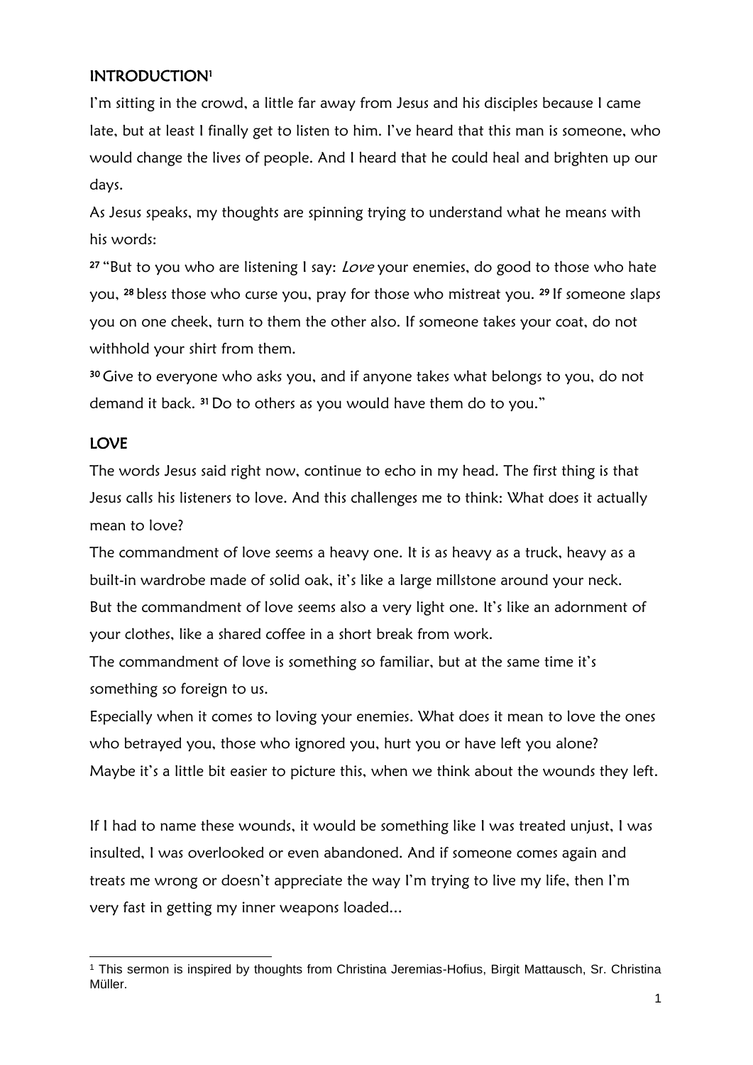## INTRODUCTION[1]

I'm sitting in the crowd, a little far away from Jesus and his disciples because I came late, but at least I finally get to listen to him. I've heard that this man is someone, who would change the lives of people. And I heard that he could heal and brighten up our days.

As Jesus speaks, my thoughts are spinning trying to understand what he means with his words:

**27** "But to you who are listening I say: *Love* your enemies, do good to those who hate you, **28** bless those who curse you, pray for those who mistreat you. **29** If someone slaps you on one cheek, turn to them the other also. If someone takes your coat, do not withhold your shirt from them.

**30** Give to everyone who asks you, and if anyone takes what belongs to you, do not demand it back. **31** Do to others as you would have them do to you."

## LOVE

The words Jesus said right now, continue to echo in my head. The first thing is that Jesus calls his listeners to love. And this challenges me to think: What does it actually mean to love?

The commandment of love seems a heavy one. It is as heavy as a truck, heavy as a built-in wardrobe made of solid oak, it's like a large millstone around your neck.

But the commandment of love seems also a very light one. It's like an adornment of your clothes, like a shared coffee in a short break from work.

The commandment of love is something so familiar, but at the same time it's something so foreign to us.

Especially when it comes to loving your enemies. What does it mean to love the ones who betrayed you, those who ignored you, hurt you or have left you alone?

Maybe it's a little bit easier to picture this, when we think about the wounds they left.

If I had to name these wounds, it would be something like I was treated unjust, I was insulted, I was overlooked or even abandoned. And if someone comes again and treats me wrong or doesn't appreciate the way I'm trying to live my life, then I'm very fast in getting my inner weapons loaded...

---

[1] This sermon is inspired by thoughts from Christina Jeremias-Hofius, Birgit Mattausch, Sr. Christina Müller.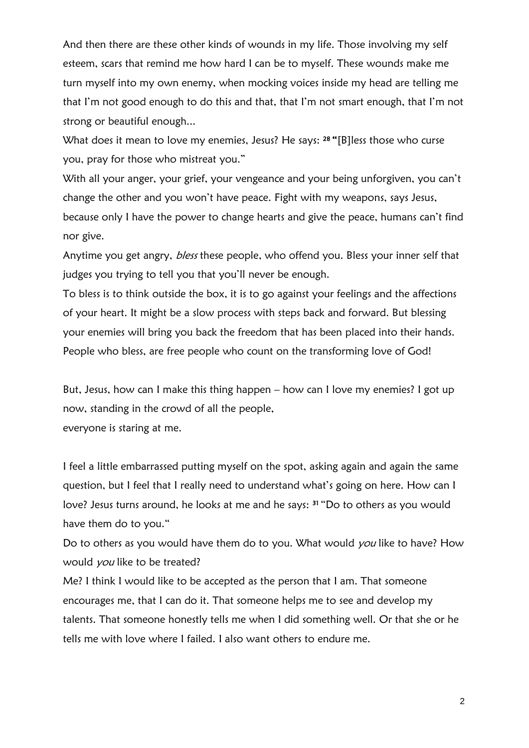And then there are these other kinds of wounds in my life. Those involving my self esteem, scars that remind me how hard I can be to myself. These wounds make me turn myself into my own enemy, when mocking voices inside my head are telling me that I'm not good enough to do this and that, that I'm not smart enough, that I'm not strong or beautiful enough...

What does it mean to love my enemies, Jesus? He says: **28 "**[B]less those who curse you, pray for those who mistreat you."

With all your anger, your grief, your vengeance and your being unforgiven, you can't change the other and you won't have peace. Fight with my weapons, says Jesus, because only I have the power to change hearts and give the peace, humans can't find nor give.

Anytime you get angry, *bless* these people, who offend you. Bless your inner self that judges you trying to tell you that you'll never be enough.

To bless is to think outside the box, it is to go against your feelings and the affections of your heart. It might be a slow process with steps back and forward. But blessing your enemies will bring you back the freedom that has been placed into their hands. People who bless, are free people who count on the transforming love of God!

But, Jesus, how can I make this thing happen – how can I love my enemies? I got up now, standing in the crowd of all the people,
everyone is staring at me.

I feel a little embarrassed putting myself on the spot, asking again and again the same question, but I feel that I really need to understand what's going on here. How can I love? Jesus turns around, he looks at me and he says: **31** "Do to others as you would have them do to you."

Do to others as you would have them do to you. What would *you* like to have? How would *you* like to be treated?

Me? I think I would like to be accepted as the person that I am. That someone encourages me, that I can do it. That someone helps me to see and develop my talents. That someone honestly tells me when I did something well. Or that she or he tells me with love where I failed. I also want others to endure me.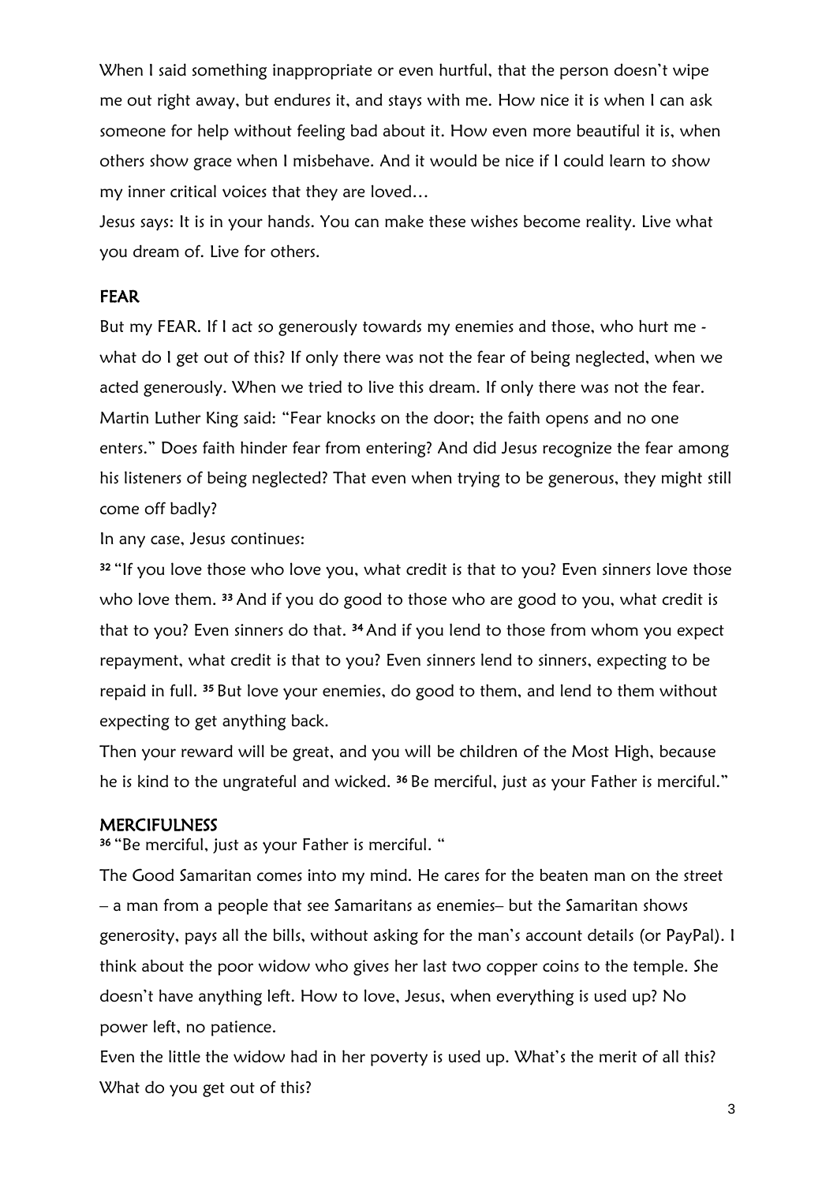When I said something inappropriate or even hurtful, that the person doesn't wipe me out right away, but endures it, and stays with me. How nice it is when I can ask someone for help without feeling bad about it. How even more beautiful it is, when others show grace when I misbehave. And it would be nice if I could learn to show my inner critical voices that they are loved…

Jesus says: It is in your hands. You can make these wishes become reality. Live what you dream of. Live for others.

## FEAR

But my FEAR. If I act so generously towards my enemies and those, who hurt me - what do I get out of this? If only there was not the fear of being neglected, when we acted generously. When we tried to live this dream. If only there was not the fear. Martin Luther King said: "Fear knocks on the door; the faith opens and no one enters." Does faith hinder fear from entering? And did Jesus recognize the fear among his listeners of being neglected? That even when trying to be generous, they might still come off badly?

In any case, Jesus continues:

**32** "If you love those who love you, what credit is that to you? Even sinners love those who love them. **33** And if you do good to those who are good to you, what credit is that to you? Even sinners do that. **34** And if you lend to those from whom you expect repayment, what credit is that to you? Even sinners lend to sinners, expecting to be repaid in full. **35** But love your enemies, do good to them, and lend to them without expecting to get anything back.

Then your reward will be great, and you will be children of the Most High, because he is kind to the ungrateful and wicked. **36** Be merciful, just as your Father is merciful."

## MERCIFULNESS

**36** "Be merciful, just as your Father is merciful. "

The Good Samaritan comes into my mind. He cares for the beaten man on the street – a man from a people that see Samaritans as enemies– but the Samaritan shows generosity, pays all the bills, without asking for the man's account details (or PayPal). I think about the poor widow who gives her last two copper coins to the temple. She doesn't have anything left. How to love, Jesus, when everything is used up? No power left, no patience.

Even the little the widow had in her poverty is used up. What's the merit of all this? What do you get out of this?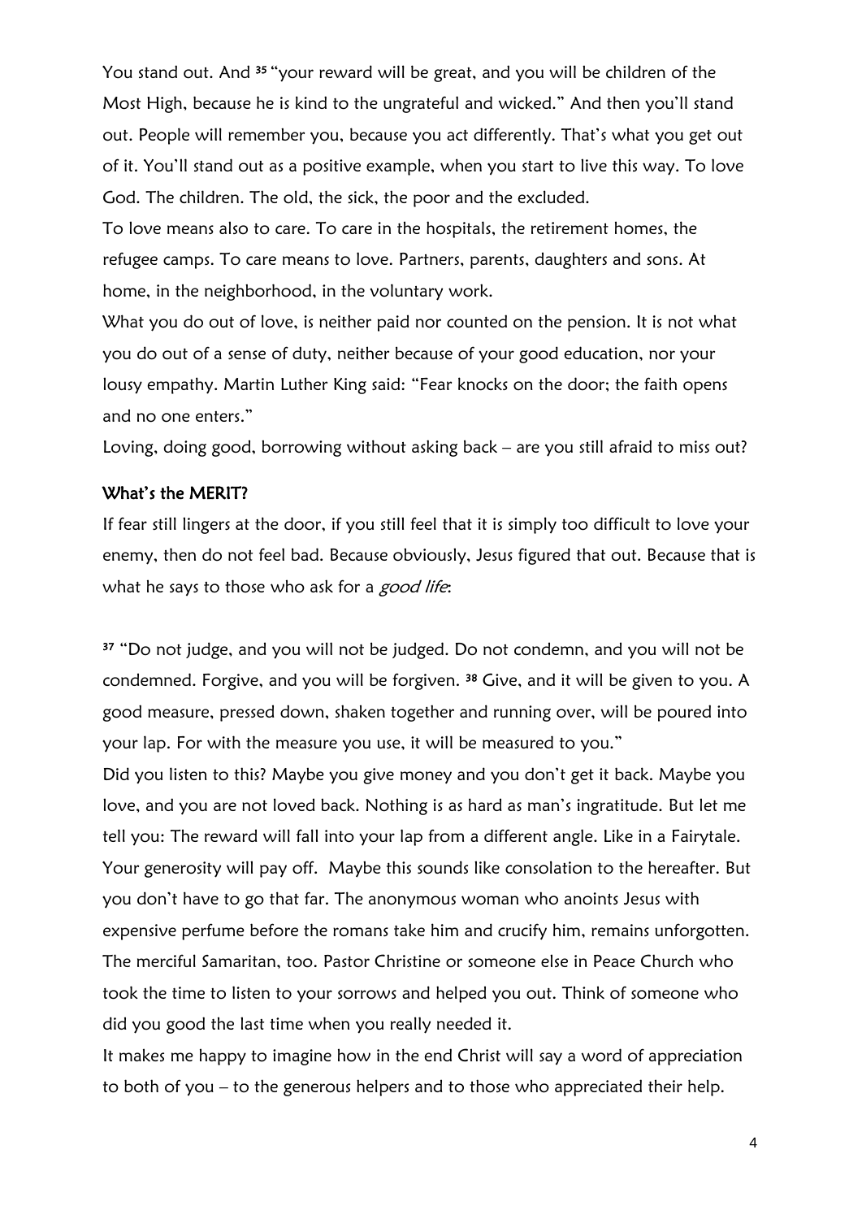You stand out. And [35] "your reward will be great, and you will be children of the Most High, because he is kind to the ungrateful and wicked." And then you'll stand out. People will remember you, because you act differently. That's what you get out of it. You'll stand out as a positive example, when you start to live this way. To love God. The children. The old, the sick, the poor and the excluded.

To love means also to care. To care in the hospitals, the retirement homes, the refugee camps. To care means to love. Partners, parents, daughters and sons. At home, in the neighborhood, in the voluntary work.

What you do out of love, is neither paid nor counted on the pension. It is not what you do out of a sense of duty, neither because of your good education, nor your lousy empathy. Martin Luther King said: "Fear knocks on the door; the faith opens and no one enters."

Loving, doing good, borrowing without asking back – are you still afraid to miss out?

## What's the MERIT?

If fear still lingers at the door, if you still feel that it is simply too difficult to love your enemy, then do not feel bad. Because obviously, Jesus figured that out. Because that is what he says to those who ask for a *good life*:

[37] "Do not judge, and you will not be judged. Do not condemn, and you will not be condemned. Forgive, and you will be forgiven. [38] Give, and it will be given to you. A good measure, pressed down, shaken together and running over, will be poured into your lap. For with the measure you use, it will be measured to you."

Did you listen to this? Maybe you give money and you don't get it back. Maybe you love, and you are not loved back. Nothing is as hard as man's ingratitude. But let me tell you: The reward will fall into your lap from a different angle. Like in a Fairytale. Your generosity will pay off. Maybe this sounds like consolation to the hereafter. But you don't have to go that far. The anonymous woman who anoints Jesus with expensive perfume before the romans take him and crucify him, remains unforgotten. The merciful Samaritan, too. Pastor Christine or someone else in Peace Church who took the time to listen to your sorrows and helped you out. Think of someone who did you good the last time when you really needed it.

It makes me happy to imagine how in the end Christ will say a word of appreciation to both of you – to the generous helpers and to those who appreciated their help.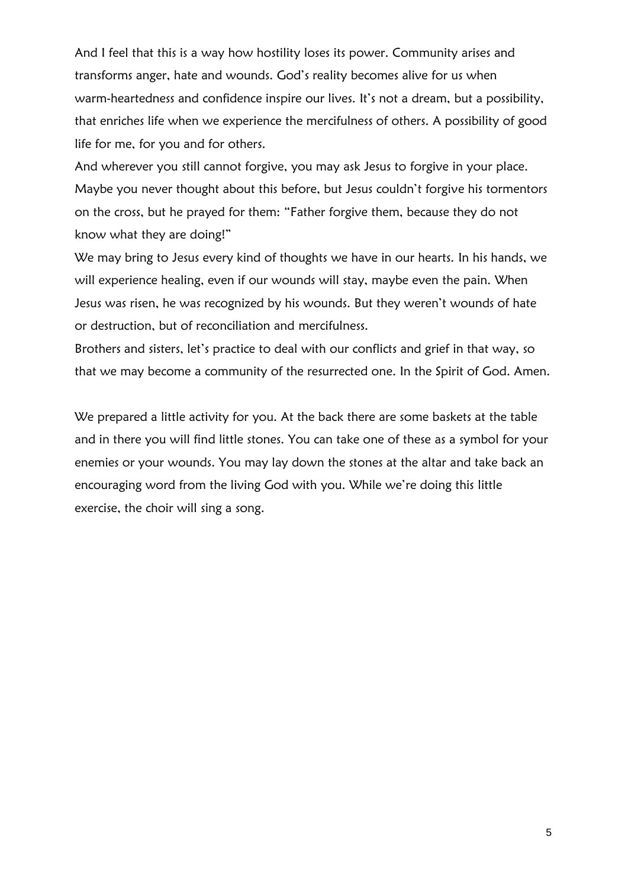And I feel that this is a way how hostility loses its power. Community arises and transforms anger, hate and wounds. God's reality becomes alive for us when warm-heartedness and confidence inspire our lives. It's not a dream, but a possibility, that enriches life when we experience the mercifulness of others. A possibility of good life for me, for you and for others.

And wherever you still cannot forgive, you may ask Jesus to forgive in your place. Maybe you never thought about this before, but Jesus couldn't forgive his tormentors on the cross, but he prayed for them: "Father forgive them, because they do not know what they are doing!"

We may bring to Jesus every kind of thoughts we have in our hearts. In his hands, we will experience healing, even if our wounds will stay, maybe even the pain. When Jesus was risen, he was recognized by his wounds. But they weren't wounds of hate or destruction, but of reconciliation and mercifulness.

Brothers and sisters, let's practice to deal with our conflicts and grief in that way, so that we may become a community of the resurrected one. In the Spirit of God. Amen.

We prepared a little activity for you. At the back there are some baskets at the table and in there you will find little stones. You can take one of these as a symbol for your enemies or your wounds. You may lay down the stones at the altar and take back an encouraging word from the living God with you. While we're doing this little exercise, the choir will sing a song.